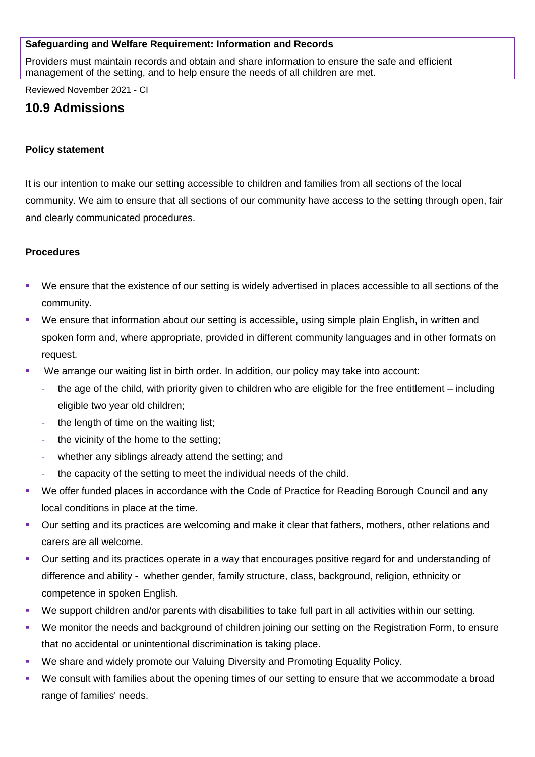**Safeguarding and Welfare Requirement: Information and Records**

Providers must maintain records and obtain and share information to ensure the safe and efficient management of the setting, and to help ensure the needs of all children are met.

Reviewed November 2021 - CI

## 10.9 Admissions

**Policy statement**

It is our intention to make our setting accessible to children and families from all sections of the local community. We aim to ensure that all sections of our community have access to the setting through open, fair and clearly communicated procedures.

**Procedures**

- We ensure that the existence of our setting is widely advertised in places accessible to all sections of the community.
- We ensure that information about our setting is accessible, using simple plain English, in written and spoken form and, where appropriate, provided in different community languages and in other formats on request.
- We arrange our waiting list in birth order. In addition, our policy may take into account:
  - the age of the child, with priority given to children who are eligible for the free entitlement – including eligible two year old children;
  - the length of time on the waiting list;
  - the vicinity of the home to the setting;
  - whether any siblings already attend the setting; and
  - the capacity of the setting to meet the individual needs of the child.
- We offer funded places in accordance with the Code of Practice for Reading Borough Council and any local conditions in place at the time.
- Our setting and its practices are welcoming and make it clear that fathers, mothers, other relations and carers are all welcome.
- Our setting and its practices operate in a way that encourages positive regard for and understanding of difference and ability - whether gender, family structure, class, background, religion, ethnicity or competence in spoken English.
- We support children and/or parents with disabilities to take full part in all activities within our setting.
- We monitor the needs and background of children joining our setting on the Registration Form, to ensure that no accidental or unintentional discrimination is taking place.
- We share and widely promote our Valuing Diversity and Promoting Equality Policy.
- We consult with families about the opening times of our setting to ensure that we accommodate a broad range of families' needs.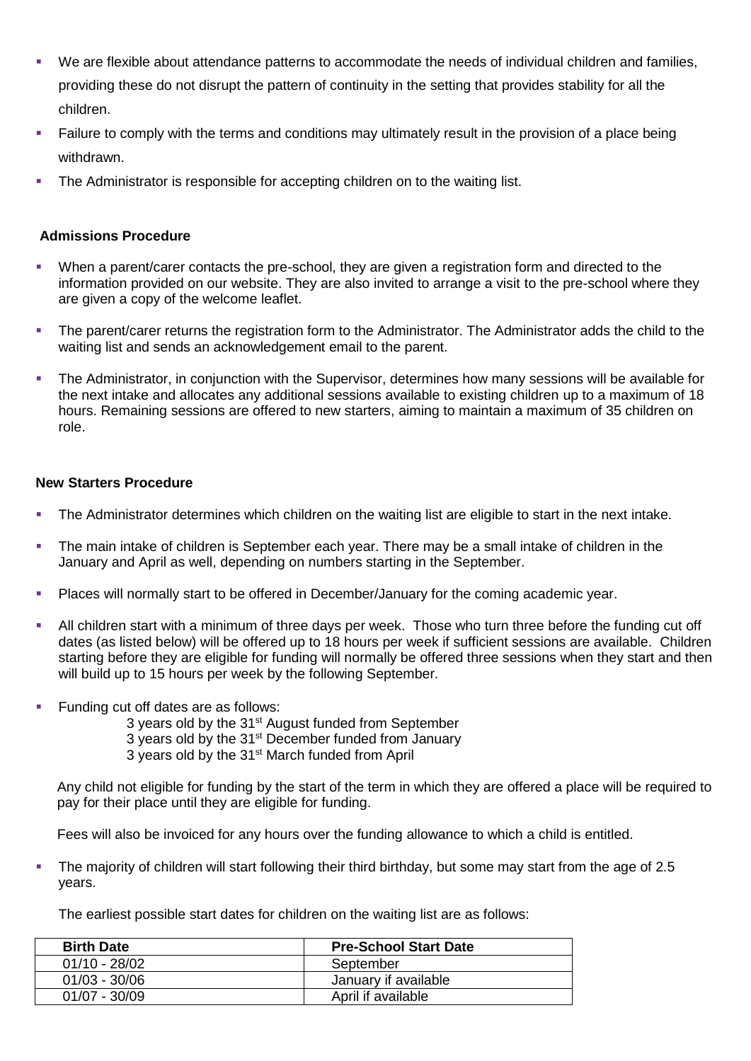- We are flexible about attendance patterns to accommodate the needs of individual children and families, providing these do not disrupt the pattern of continuity in the setting that provides stability for all the children.
- Failure to comply with the terms and conditions may ultimately result in the provision of a place being withdrawn.
- The Administrator is responsible for accepting children on to the waiting list.

**Admissions Procedure**

- When a parent/carer contacts the pre-school, they are given a registration form and directed to the information provided on our website. They are also invited to arrange a visit to the pre-school where they are given a copy of the welcome leaflet.
- The parent/carer returns the registration form to the Administrator. The Administrator adds the child to the waiting list and sends an acknowledgement email to the parent.
- The Administrator, in conjunction with the Supervisor, determines how many sessions will be available for the next intake and allocates any additional sessions available to existing children up to a maximum of 18 hours. Remaining sessions are offered to new starters, aiming to maintain a maximum of 35 children on role.

**New Starters Procedure**

- The Administrator determines which children on the waiting list are eligible to start in the next intake.
- The main intake of children is September each year. There may be a small intake of children in the January and April as well, depending on numbers starting in the September.
- Places will normally start to be offered in December/January for the coming academic year.
- All children start with a minimum of three days per week. Those who turn three before the funding cut off dates (as listed below) will be offered up to 18 hours per week if sufficient sessions are available. Children starting before they are eligible for funding will normally be offered three sessions when they start and then will build up to 15 hours per week by the following September.
- Funding cut off dates are as follows:

  3 years old by the 31st August funded from September
  3 years old by the 31st December funded from January
  3 years old by the 31st March funded from April

  Any child not eligible for funding by the start of the term in which they are offered a place will be required to pay for their place until they are eligible for funding.

  Fees will also be invoiced for any hours over the funding allowance to which a child is entitled.

- The majority of children will start following their third birthday, but some may start from the age of 2.5 years.

  The earliest possible start dates for children on the waiting list are as follows:

| Birth Date | Pre-School Start Date |
|---|---|
| 01/10 - 28/02 | September |
| 01/03 - 30/06 | January if available |
| 01/07 - 30/09 | April if available |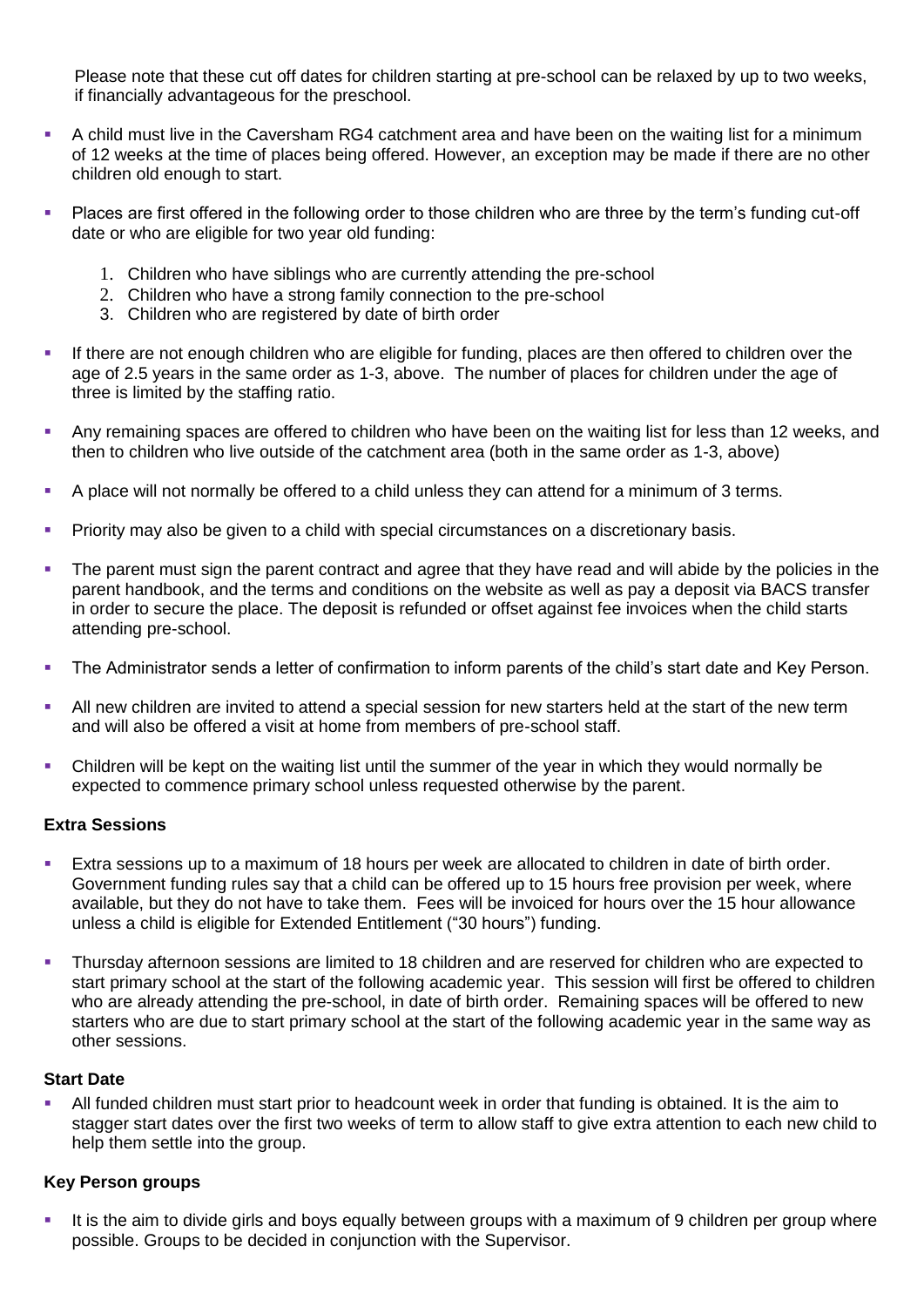Please note that these cut off dates for children starting at pre-school can be relaxed by up to two weeks, if financially advantageous for the preschool.

- A child must live in the Caversham RG4 catchment area and have been on the waiting list for a minimum of 12 weeks at the time of places being offered. However, an exception may be made if there are no other children old enough to start.
- Places are first offered in the following order to those children who are three by the term's funding cut-off date or who are eligible for two year old funding:
  1. Children who have siblings who are currently attending the pre-school
  2. Children who have a strong family connection to the pre-school
  3. Children who are registered by date of birth order
- If there are not enough children who are eligible for funding, places are then offered to children over the age of 2.5 years in the same order as 1-3, above. The number of places for children under the age of three is limited by the staffing ratio.
- Any remaining spaces are offered to children who have been on the waiting list for less than 12 weeks, and then to children who live outside of the catchment area (both in the same order as 1-3, above)
- A place will not normally be offered to a child unless they can attend for a minimum of 3 terms.
- Priority may also be given to a child with special circumstances on a discretionary basis.
- The parent must sign the parent contract and agree that they have read and will abide by the policies in the parent handbook, and the terms and conditions on the website as well as pay a deposit via BACS transfer in order to secure the place. The deposit is refunded or offset against fee invoices when the child starts attending pre-school.
- The Administrator sends a letter of confirmation to inform parents of the child's start date and Key Person.
- All new children are invited to attend a special session for new starters held at the start of the new term and will also be offered a visit at home from members of pre-school staff.
- Children will be kept on the waiting list until the summer of the year in which they would normally be expected to commence primary school unless requested otherwise by the parent.

**Extra Sessions**

- Extra sessions up to a maximum of 18 hours per week are allocated to children in date of birth order. Government funding rules say that a child can be offered up to 15 hours free provision per week, where available, but they do not have to take them. Fees will be invoiced for hours over the 15 hour allowance unless a child is eligible for Extended Entitlement ("30 hours") funding.
- Thursday afternoon sessions are limited to 18 children and are reserved for children who are expected to start primary school at the start of the following academic year. This session will first be offered to children who are already attending the pre-school, in date of birth order. Remaining spaces will be offered to new starters who are due to start primary school at the start of the following academic year in the same way as other sessions.

**Start Date**

- All funded children must start prior to headcount week in order that funding is obtained. It is the aim to stagger start dates over the first two weeks of term to allow staff to give extra attention to each new child to help them settle into the group.

**Key Person groups**

- It is the aim to divide girls and boys equally between groups with a maximum of 9 children per group where possible. Groups to be decided in conjunction with the Supervisor.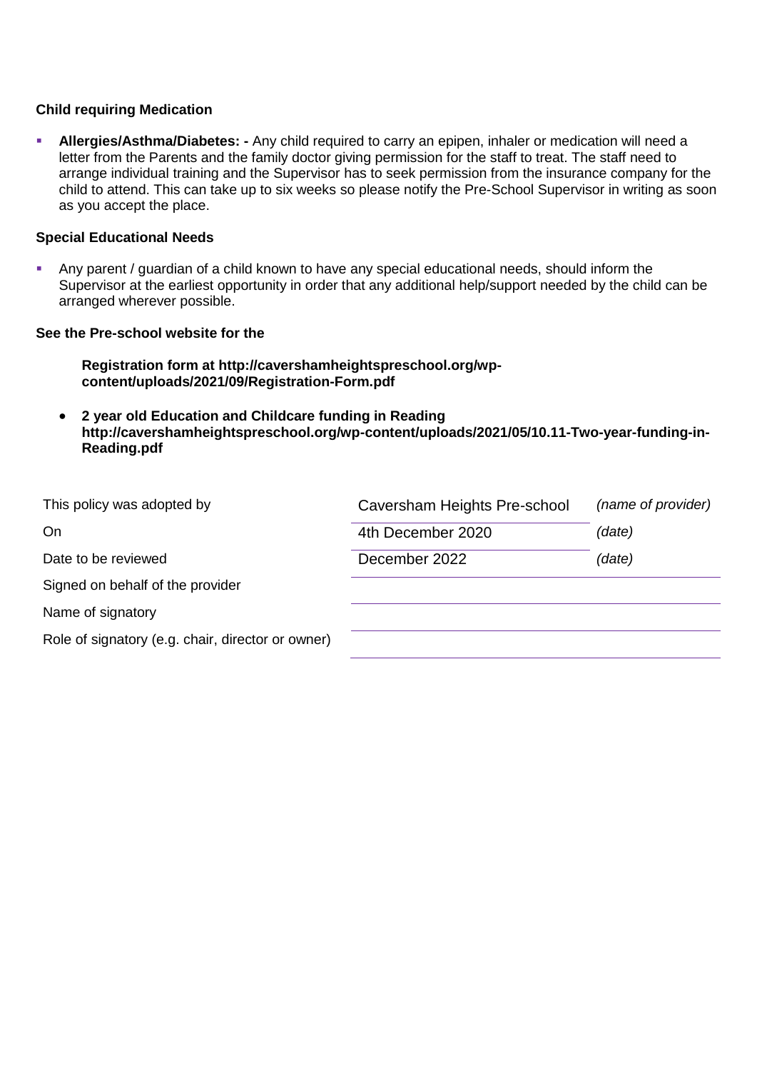**Child requiring Medication**

- **Allergies/Asthma/Diabetes: -** Any child required to carry an epipen, inhaler or medication will need a letter from the Parents and the family doctor giving permission for the staff to treat. The staff need to arrange individual training and the Supervisor has to seek permission from the insurance company for the child to attend. This can take up to six weeks so please notify the Pre-School Supervisor in writing as soon as you accept the place.

**Special Educational Needs**

- Any parent / guardian of a child known to have any special educational needs, should inform the Supervisor at the earliest opportunity in order that any additional help/support needed by the child can be arranged wherever possible.

**See the Pre-school website for the**

**Registration form at http://cavershamheightspreschool.org/wp-content/uploads/2021/09/Registration-Form.pdf**

- **2 year old Education and Childcare funding in Reading http://cavershamheightspreschool.org/wp-content/uploads/2021/05/10.11-Two-year-funding-in-Reading.pdf**

| | | |
|---|---|---|
| This policy was adopted by | Caversham Heights Pre-school | *(name of provider)* |
| On | 4th December 2020 | *(date)* |
| Date to be reviewed | December 2022 | *(date)* |
| Signed on behalf of the provider | | |
| Name of signatory | | |
| Role of signatory (e.g. chair, director or owner) | | |